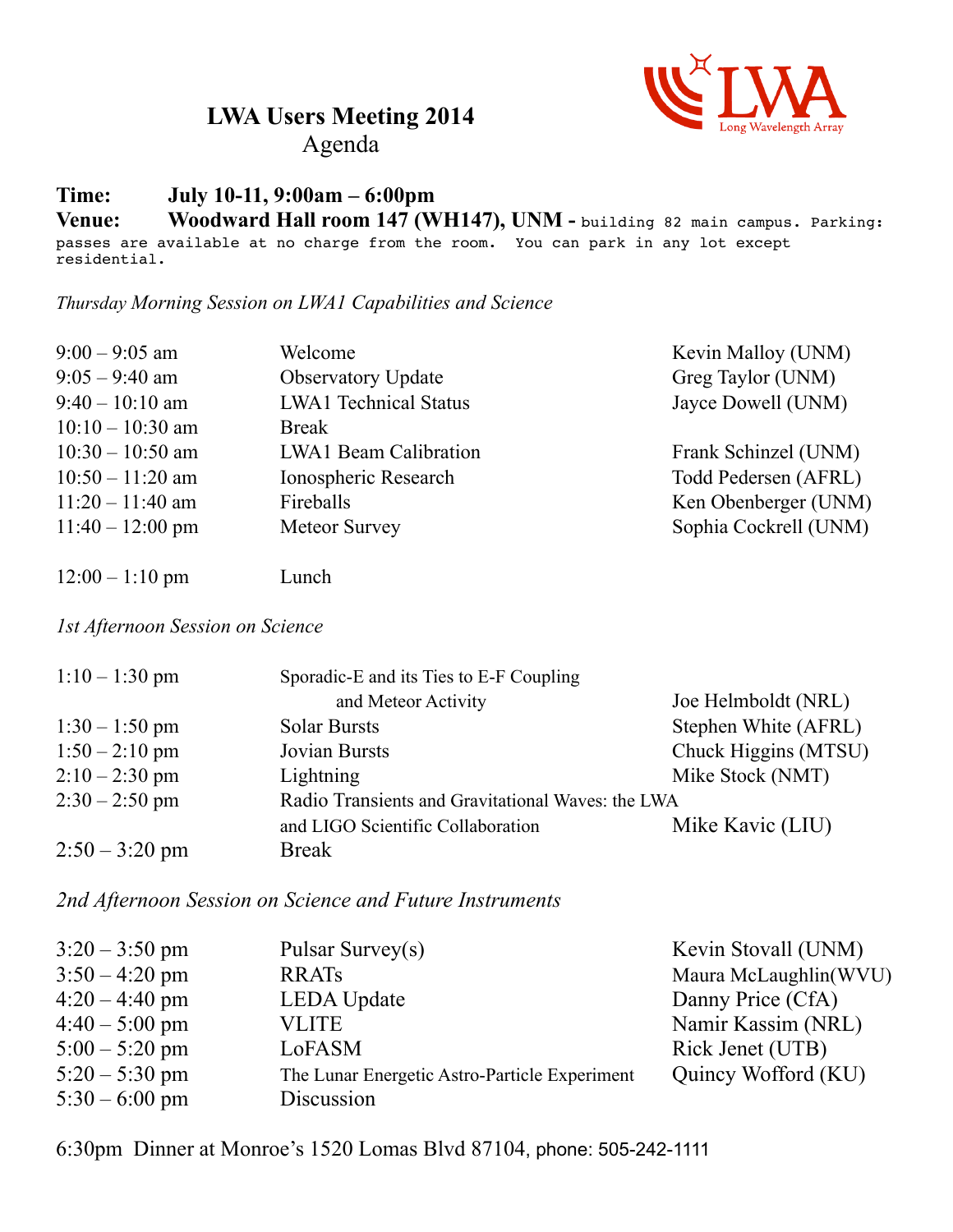# LWA Users Meeting 2014

Agenda

Long Wavelength Array

**Time:** **July 10-11, 9:00am – 6:00pm**

**Venue:** **Woodward Hall room 147 (WH147), UNM -** building 82 main campus. Parking: passes are available at no charge from the room. You can park in any lot except residential.

*Thursday Morning Session on LWA1 Capabilities and Science*

| | | |
|---|---|---|
| 9:00 – 9:05 am | Welcome | Kevin Malloy (UNM) |
| 9:05 – 9:40 am | Observatory Update | Greg Taylor (UNM) |
| 9:40 – 10:10 am | LWA1 Technical Status | Jayce Dowell (UNM) |
| 10:10 – 10:30 am | Break | |
| 10:30 – 10:50 am | LWA1 Beam Calibration | Frank Schinzel (UNM) |
| 10:50 – 11:20 am | Ionospheric Research | Todd Pedersen (AFRL) |
| 11:20 – 11:40 am | Fireballs | Ken Obenberger (UNM) |
| 11:40 – 12:00 pm | Meteor Survey | Sophia Cockrell (UNM) |
| 12:00 – 1:10 pm | Lunch | |

*1st Afternoon Session on Science*

| | | |
|---|---|---|
| 1:10 – 1:30 pm | Sporadic-E and its Ties to E-F Coupling and Meteor Activity | Joe Helmboldt (NRL) |
| 1:30 – 1:50 pm | Solar Bursts | Stephen White (AFRL) |
| 1:50 – 2:10 pm | Jovian Bursts | Chuck Higgins (MTSU) |
| 2:10 – 2:30 pm | Lightning | Mike Stock (NMT) |
| 2:30 – 2:50 pm | Radio Transients and Gravitational Waves: the LWA and LIGO Scientific Collaboration | Mike Kavic (LIU) |
| 2:50 – 3:20 pm | Break | |

*2nd Afternoon Session on Science and Future Instruments*

| | | |
|---|---|---|
| 3:20 – 3:50 pm | Pulsar Survey(s) | Kevin Stovall (UNM) |
| 3:50 – 4:20 pm | RRATs | Maura McLaughlin(WVU) |
| 4:20 – 4:40 pm | LEDA Update | Danny Price (CfA) |
| 4:40 – 5:00 pm | VLITE | Namir Kassim (NRL) |
| 5:00 – 5:20 pm | LoFASM | Rick Jenet (UTB) |
| 5:20 – 5:30 pm | The Lunar Energetic Astro-Particle Experiment | Quincy Wofford (KU) |
| 5:30 – 6:00 pm | Discussion | |

6:30pm Dinner at Monroe's 1520 Lomas Blvd 87104, phone: 505-242-1111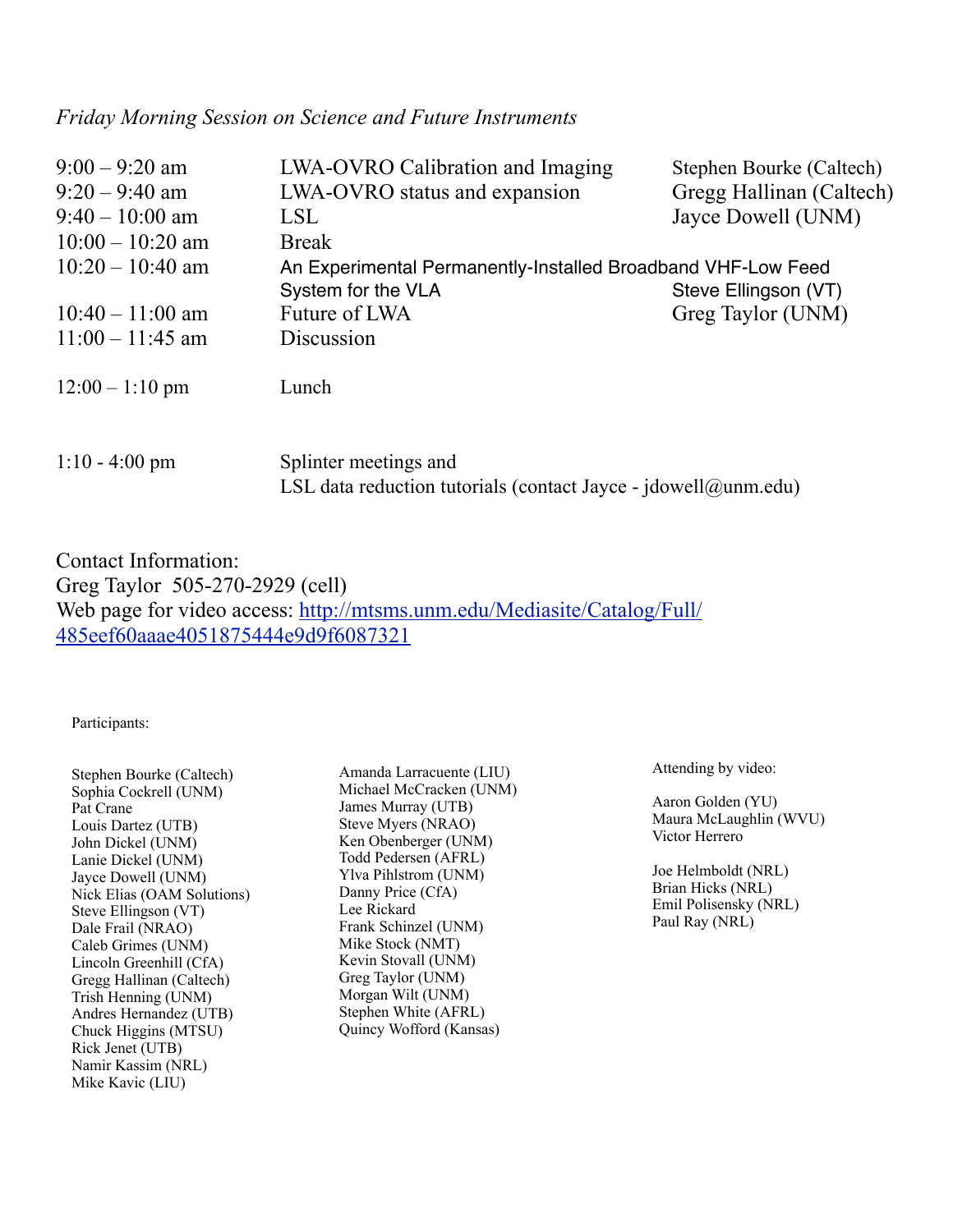*Friday Morning Session on Science and Future Instruments*

| | | |
|---|---|---|
| 9:00 – 9:20 am | LWA-OVRO Calibration and Imaging | Stephen Bourke (Caltech) |
| 9:20 – 9:40 am | LWA-OVRO status and expansion | Gregg Hallinan (Caltech) |
| 9:40 – 10:00 am | LSL | Jayce Dowell (UNM) |
| 10:00 – 10:20 am | Break | |
| 10:20 – 10:40 am | An Experimental Permanently-Installed Broadband VHF-Low Feed System for the VLA | Steve Ellingson (VT) |
| 10:40 – 11:00 am | Future of LWA | Greg Taylor (UNM) |
| 11:00 – 11:45 am | Discussion | |
| 12:00 – 1:10 pm | Lunch | |
| 1:10 - 4:00 pm | Splinter meetings and LSL data reduction tutorials (contact Jayce - jdowell@unm.edu) | |

Contact Information:
Greg Taylor 505-270-2929 (cell)
Web page for video access: http://mtsms.unm.edu/Mediasite/Catalog/Full/485eef60aaae4051875444e9d9f6087321

Participants:

Stephen Bourke (Caltech)
Sophia Cockrell (UNM)
Pat Crane
Louis Dartez (UTB)
John Dickel (UNM)
Lanie Dickel (UNM)
Jayce Dowell (UNM)
Nick Elias (OAM Solutions)
Steve Ellingson (VT)
Dale Frail (NRAO)
Caleb Grimes (UNM)
Lincoln Greenhill (CfA)
Gregg Hallinan (Caltech)
Trish Henning (UNM)
Andres Hernandez (UTB)
Chuck Higgins (MTSU)
Rick Jenet (UTB)
Namir Kassim (NRL)
Mike Kavic (LIU)
Amanda Larracuente (LIU)
Michael McCracken (UNM)
James Murray (UTB)
Steve Myers (NRAO)
Ken Obenberger (UNM)
Todd Pedersen (AFRL)
Ylva Pihlstrom (UNM)
Danny Price (CfA)
Lee Rickard
Frank Schinzel (UNM)
Mike Stock (NMT)
Kevin Stovall (UNM)
Greg Taylor (UNM)
Morgan Wilt (UNM)
Stephen White (AFRL)
Quincy Wofford (Kansas)

Attending by video:

Aaron Golden (YU)
Maura McLaughlin (WVU)
Victor Herrero

Joe Helmboldt (NRL)
Brian Hicks (NRL)
Emil Polisensky (NRL)
Paul Ray (NRL)